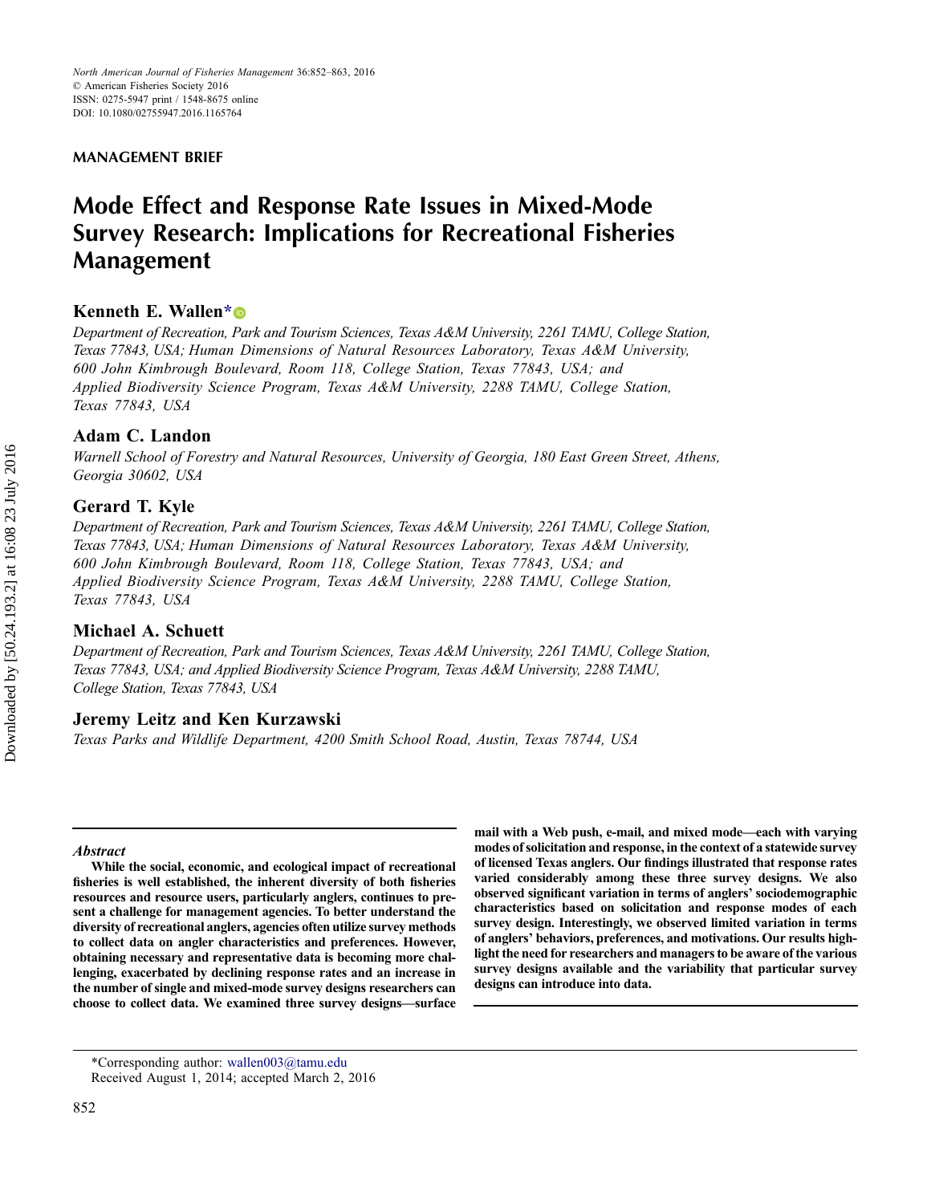North American Journal of Fisheries Management 36:852–863, 2016
© American Fisheries Society 2016
ISSN: 0275-5947 print / 1548-8675 online
DOI: 10.1080/02755947.2016.1165764

MANAGEMENT BRIEF

# Mode Effect and Response Rate Issues in Mixed-Mode Survey Research: Implications for Recreational Fisheries Management

**Kenneth E. Wallen***

*Department of Recreation, Park and Tourism Sciences, Texas A&M University, 2261 TAMU, College Station, Texas 77843, USA; Human Dimensions of Natural Resources Laboratory, Texas A&M University, 600 John Kimbrough Boulevard, Room 118, College Station, Texas 77843, USA; and Applied Biodiversity Science Program, Texas A&M University, 2288 TAMU, College Station, Texas 77843, USA*

**Adam C. Landon**

*Warnell School of Forestry and Natural Resources, University of Georgia, 180 East Green Street, Athens, Georgia 30602, USA*

**Gerard T. Kyle**

*Department of Recreation, Park and Tourism Sciences, Texas A&M University, 2261 TAMU, College Station, Texas 77843, USA; Human Dimensions of Natural Resources Laboratory, Texas A&M University, 600 John Kimbrough Boulevard, Room 118, College Station, Texas 77843, USA; and Applied Biodiversity Science Program, Texas A&M University, 2288 TAMU, College Station, Texas 77843, USA*

**Michael A. Schuett**

*Department of Recreation, Park and Tourism Sciences, Texas A&M University, 2261 TAMU, College Station, Texas 77843, USA; and Applied Biodiversity Science Program, Texas A&M University, 2288 TAMU, College Station, Texas 77843, USA*

**Jeremy Leitz and Ken Kurzawski**

*Texas Parks and Wildlife Department, 4200 Smith School Road, Austin, Texas 78744, USA*

### *Abstract*

**While the social, economic, and ecological impact of recreational fisheries is well established, the inherent diversity of both fisheries resources and resource users, particularly anglers, continues to present a challenge for management agencies. To better understand the diversity of recreational anglers, agencies often utilize survey methods to collect data on angler characteristics and preferences. However, obtaining necessary and representative data is becoming more challenging, exacerbated by declining response rates and an increase in the number of single and mixed-mode survey designs researchers can choose to collect data. We examined three survey designs—surface mail with a Web push, e-mail, and mixed mode—each with varying modes of solicitation and response, in the context of a statewide survey of licensed Texas anglers. Our findings illustrated that response rates varied considerably among these three survey designs. We also observed significant variation in terms of anglers' sociodemographic characteristics based on solicitation and response modes of each survey design. Interestingly, we observed limited variation in terms of anglers' behaviors, preferences, and motivations. Our results highlight the need for researchers and managers to be aware of the various survey designs available and the variability that particular survey designs can introduce into data.**

*Corresponding author: wallen003@tamu.edu
Received August 1, 2014; accepted March 2, 2016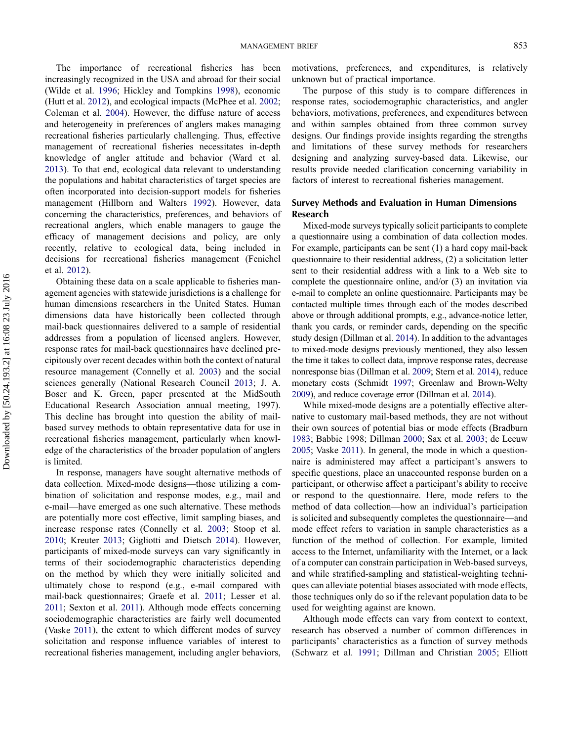The importance of recreational fisheries has been increasingly recognized in the USA and abroad for their social (Wilde et al. 1996; Hickley and Tompkins 1998), economic (Hutt et al. 2012), and ecological impacts (McPhee et al. 2002; Coleman et al. 2004). However, the diffuse nature of access and heterogeneity in preferences of anglers makes managing recreational fisheries particularly challenging. Thus, effective management of recreational fisheries necessitates in-depth knowledge of angler attitude and behavior (Ward et al. 2013). To that end, ecological data relevant to understanding the populations and habitat characteristics of target species are often incorporated into decision-support models for fisheries management (Hillborn and Walters 1992). However, data concerning the characteristics, preferences, and behaviors of recreational anglers, which enable managers to gauge the efficacy of management decisions and policy, are only recently, relative to ecological data, being included in decisions for recreational fisheries management (Fenichel et al. 2012).

Obtaining these data on a scale applicable to fisheries management agencies with statewide jurisdictions is a challenge for human dimensions researchers in the United States. Human dimensions data have historically been collected through mail-back questionnaires delivered to a sample of residential addresses from a population of licensed anglers. However, response rates for mail-back questionnaires have declined precipitously over recent decades within both the context of natural resource management (Connelly et al. 2003) and the social sciences generally (National Research Council 2013; J. A. Boser and K. Green, paper presented at the MidSouth Educational Research Association annual meeting, 1997). This decline has brought into question the ability of mail-based survey methods to obtain representative data for use in recreational fisheries management, particularly when knowledge of the characteristics of the broader population of anglers is limited.

In response, managers have sought alternative methods of data collection. Mixed-mode designs—those utilizing a combination of solicitation and response modes, e.g., mail and e-mail—have emerged as one such alternative. These methods are potentially more cost effective, limit sampling biases, and increase response rates (Connelly et al. 2003; Stoop et al. 2010; Kreuter 2013; Gigliotti and Dietsch 2014). However, participants of mixed-mode surveys can vary significantly in terms of their sociodemographic characteristics depending on the method by which they were initially solicited and ultimately chose to respond (e.g., e-mail compared with mail-back questionnaires; Graefe et al. 2011; Lesser et al. 2011; Sexton et al. 2011). Although mode effects concerning sociodemographic characteristics are fairly well documented (Vaske 2011), the extent to which different modes of survey solicitation and response influence variables of interest to recreational fisheries management, including angler behaviors, motivations, preferences, and expenditures, is relatively unknown but of practical importance.

The purpose of this study is to compare differences in response rates, sociodemographic characteristics, and angler behaviors, motivations, preferences, and expenditures between and within samples obtained from three common survey designs. Our findings provide insights regarding the strengths and limitations of these survey methods for researchers designing and analyzing survey-based data. Likewise, our results provide needed clarification concerning variability in factors of interest to recreational fisheries management.

## Survey Methods and Evaluation in Human Dimensions Research

Mixed-mode surveys typically solicit participants to complete a questionnaire using a combination of data collection modes. For example, participants can be sent (1) a hard copy mail-back questionnaire to their residential address, (2) a solicitation letter sent to their residential address with a link to a Web site to complete the questionnaire online, and/or (3) an invitation via e-mail to complete an online questionnaire. Participants may be contacted multiple times through each of the modes described above or through additional prompts, e.g., advance-notice letter, thank you cards, or reminder cards, depending on the specific study design (Dillman et al. 2014). In addition to the advantages to mixed-mode designs previously mentioned, they also lessen the time it takes to collect data, improve response rates, decrease nonresponse bias (Dillman et al. 2009; Stern et al. 2014), reduce monetary costs (Schmidt 1997; Greenlaw and Brown-Welty 2009), and reduce coverage error (Dillman et al. 2014).

While mixed-mode designs are a potentially effective alternative to customary mail-based methods, they are not without their own sources of potential bias or mode effects (Bradburn 1983; Babbie 1998; Dillman 2000; Sax et al. 2003; de Leeuw 2005; Vaske 2011). In general, the mode in which a questionnaire is administered may affect a participant's answers to specific questions, place an unaccounted response burden on a participant, or otherwise affect a participant's ability to receive or respond to the questionnaire. Here, mode refers to the method of data collection—how an individual's participation is solicited and subsequently completes the questionnaire—and mode effect refers to variation in sample characteristics as a function of the method of collection. For example, limited access to the Internet, unfamiliarity with the Internet, or a lack of a computer can constrain participation in Web-based surveys, and while stratified-sampling and statistical-weighting techniques can alleviate potential biases associated with mode effects, those techniques only do so if the relevant population data to be used for weighting against are known.

Although mode effects can vary from context to context, research has observed a number of common differences in participants' characteristics as a function of survey methods (Schwarz et al. 1991; Dillman and Christian 2005; Elliott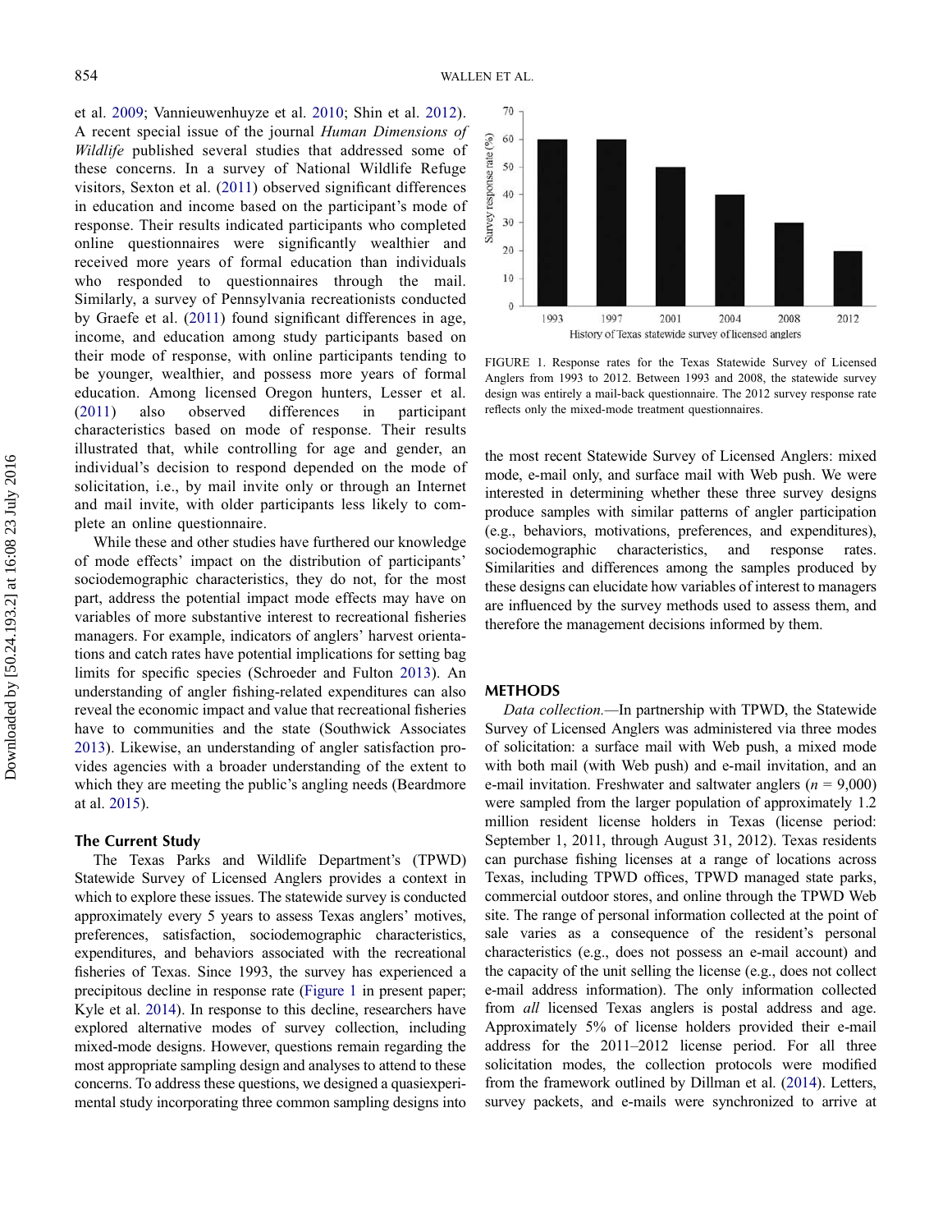et al. 2009; Vannieuwenhuyze et al. 2010; Shin et al. 2012). A recent special issue of the journal *Human Dimensions of Wildlife* published several studies that addressed some of these concerns. In a survey of National Wildlife Refuge visitors, Sexton et al. (2011) observed significant differences in education and income based on the participant's mode of response. Their results indicated participants who completed online questionnaires were significantly wealthier and received more years of formal education than individuals who responded to questionnaires through the mail. Similarly, a survey of Pennsylvania recreationists conducted by Graefe et al. (2011) found significant differences in age, income, and education among study participants based on their mode of response, with online participants tending to be younger, wealthier, and possess more years of formal education. Among licensed Oregon hunters, Lesser et al. (2011) also observed differences in participant characteristics based on mode of response. Their results illustrated that, while controlling for age and gender, an individual's decision to respond depended on the mode of solicitation, i.e., by mail invite only or through an Internet and mail invite, with older participants less likely to complete an online questionnaire.

While these and other studies have furthered our knowledge of mode effects' impact on the distribution of participants' sociodemographic characteristics, they do not, for the most part, address the potential impact mode effects may have on variables of more substantive interest to recreational fisheries managers. For example, indicators of anglers' harvest orientations and catch rates have potential implications for setting bag limits for specific species (Schroeder and Fulton 2013). An understanding of angler fishing-related expenditures can also reveal the economic impact and value that recreational fisheries have to communities and the state (Southwick Associates 2013). Likewise, an understanding of angler satisfaction provides agencies with a broader understanding of the extent to which they are meeting the public's angling needs (Beardmore at al. 2015).

## The Current Study

The Texas Parks and Wildlife Department's (TPWD) Statewide Survey of Licensed Anglers provides a context in which to explore these issues. The statewide survey is conducted approximately every 5 years to assess Texas anglers' motives, preferences, satisfaction, sociodemographic characteristics, expenditures, and behaviors associated with the recreational fisheries of Texas. Since 1993, the survey has experienced a precipitous decline in response rate (Figure 1 in present paper; Kyle et al. 2014). In response to this decline, researchers have explored alternative modes of survey collection, including mixed-mode designs. However, questions remain regarding the most appropriate sampling design and analyses to attend to these concerns. To address these questions, we designed a quasiexperimental study incorporating three common sampling designs into the most recent Statewide Survey of Licensed Anglers: mixed mode, e-mail only, and surface mail with Web push. We were interested in determining whether these three survey designs produce samples with similar patterns of angler participation (e.g., behaviors, motivations, preferences, and expenditures), sociodemographic characteristics, and response rates. Similarities and differences among the samples produced by these designs can elucidate how variables of interest to managers are influenced by the survey methods used to assess them, and therefore the management decisions informed by them.

FIGURE 1. Response rates for the Texas Statewide Survey of Licensed Anglers from 1993 to 2012. Between 1993 and 2008, the statewide survey design was entirely a mail-back questionnaire. The 2012 survey response rate reflects only the mixed-mode treatment questionnaires.

## METHODS

*Data collection.*—In partnership with TPWD, the Statewide Survey of Licensed Anglers was administered via three modes of solicitation: a surface mail with Web push, a mixed mode with both mail (with Web push) and e-mail invitation, and an e-mail invitation. Freshwater and saltwater anglers ($n$ = 9,000) were sampled from the larger population of approximately 1.2 million resident license holders in Texas (license period: September 1, 2011, through August 31, 2012). Texas residents can purchase fishing licenses at a range of locations across Texas, including TPWD offices, TPWD managed state parks, commercial outdoor stores, and online through the TPWD Web site. The range of personal information collected at the point of sale varies as a consequence of the resident's personal characteristics (e.g., does not possess an e-mail account) and the capacity of the unit selling the license (e.g., does not collect e-mail address information). The only information collected from *all* licensed Texas anglers is postal address and age. Approximately 5% of license holders provided their e-mail address for the 2011–2012 license period. For all three solicitation modes, the collection protocols were modified from the framework outlined by Dillman et al. (2014). Letters, survey packets, and e-mails were synchronized to arrive at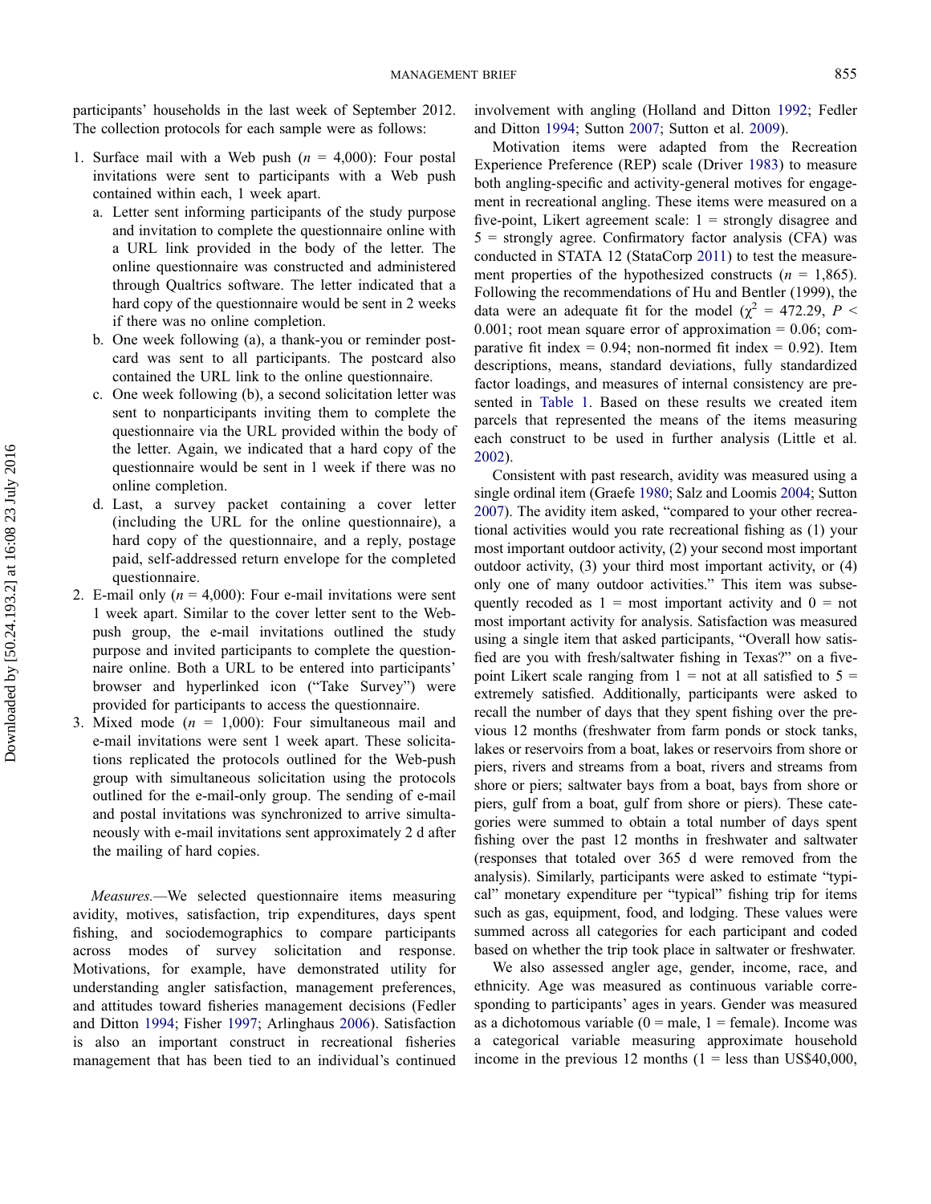participants' households in the last week of September 2012. The collection protocols for each sample were as follows:

1. Surface mail with a Web push ($n$ = 4,000): Four postal invitations were sent to participants with a Web push contained within each, 1 week apart.
   a. Letter sent informing participants of the study purpose and invitation to complete the questionnaire online with a URL link provided in the body of the letter. The online questionnaire was constructed and administered through Qualtrics software. The letter indicated that a hard copy of the questionnaire would be sent in 2 weeks if there was no online completion.
   b. One week following (a), a thank-you or reminder postcard was sent to all participants. The postcard also contained the URL link to the online questionnaire.
   c. One week following (b), a second solicitation letter was sent to nonparticipants inviting them to complete the questionnaire via the URL provided within the body of the letter. Again, we indicated that a hard copy of the questionnaire would be sent in 1 week if there was no online completion.
   d. Last, a survey packet containing a cover letter (including the URL for the online questionnaire), a hard copy of the questionnaire, and a reply, postage paid, self-addressed return envelope for the completed questionnaire.
2. E-mail only ($n$ = 4,000): Four e-mail invitations were sent 1 week apart. Similar to the cover letter sent to the Web-push group, the e-mail invitations outlined the study purpose and invited participants to complete the questionnaire online. Both a URL to be entered into participants' browser and hyperlinked icon ("Take Survey") were provided for participants to access the questionnaire.
3. Mixed mode ($n$ = 1,000): Four simultaneous mail and e-mail invitations were sent 1 week apart. These solicitations replicated the protocols outlined for the Web-push group with simultaneous solicitation using the protocols outlined for the e-mail-only group. The sending of e-mail and postal invitations was synchronized to arrive simultaneously with e-mail invitations sent approximately 2 d after the mailing of hard copies.

*Measures.*—We selected questionnaire items measuring avidity, motives, satisfaction, trip expenditures, days spent fishing, and sociodemographics to compare participants across modes of survey solicitation and response. Motivations, for example, have demonstrated utility for understanding angler satisfaction, management preferences, and attitudes toward fisheries management decisions (Fedler and Ditton 1994; Fisher 1997; Arlinghaus 2006). Satisfaction is also an important construct in recreational fisheries management that has been tied to an individual's continued involvement with angling (Holland and Ditton 1992; Fedler and Ditton 1994; Sutton 2007; Sutton et al. 2009).

Motivation items were adapted from the Recreation Experience Preference (REP) scale (Driver 1983) to measure both angling-specific and activity-general motives for engagement in recreational angling. These items were measured on a five-point, Likert agreement scale: 1 = strongly disagree and 5 = strongly agree. Confirmatory factor analysis (CFA) was conducted in STATA 12 (StataCorp 2011) to test the measurement properties of the hypothesized constructs ($n$ = 1,865). Following the recommendations of Hu and Bentler (1999), the data were an adequate fit for the model ($\chi^2$ = 472.29, $P$ < 0.001; root mean square error of approximation = 0.06; comparative fit index = 0.94; non-normed fit index = 0.92). Item descriptions, means, standard deviations, fully standardized factor loadings, and measures of internal consistency are presented in Table 1. Based on these results we created item parcels that represented the means of the items measuring each construct to be used in further analysis (Little et al. 2002).

Consistent with past research, avidity was measured using a single ordinal item (Graefe 1980; Salz and Loomis 2004; Sutton 2007). The avidity item asked, "compared to your other recreational activities would you rate recreational fishing as (1) your most important outdoor activity, (2) your second most important outdoor activity, (3) your third most important activity, or (4) only one of many outdoor activities." This item was subsequently recoded as 1 = most important activity and 0 = not most important activity for analysis. Satisfaction was measured using a single item that asked participants, "Overall how satisfied are you with fresh/saltwater fishing in Texas?" on a five-point Likert scale ranging from 1 = not at all satisfied to 5 = extremely satisfied. Additionally, participants were asked to recall the number of days that they spent fishing over the previous 12 months (freshwater from farm ponds or stock tanks, lakes or reservoirs from a boat, lakes or reservoirs from shore or piers, rivers and streams from a boat, rivers and streams from shore or piers; saltwater bays from a boat, bays from shore or piers, gulf from a boat, gulf from shore or piers). These categories were summed to obtain a total number of days spent fishing over the past 12 months in freshwater and saltwater (responses that totaled over 365 d were removed from the analysis). Similarly, participants were asked to estimate "typical" monetary expenditure per "typical" fishing trip for items such as gas, equipment, food, and lodging. These values were summed across all categories for each participant and coded based on whether the trip took place in saltwater or freshwater.

We also assessed angler age, gender, income, race, and ethnicity. Age was measured as continuous variable corresponding to participants' ages in years. Gender was measured as a dichotomous variable (0 = male, 1 = female). Income was a categorical variable measuring approximate household income in the previous 12 months (1 = less than US$40,000,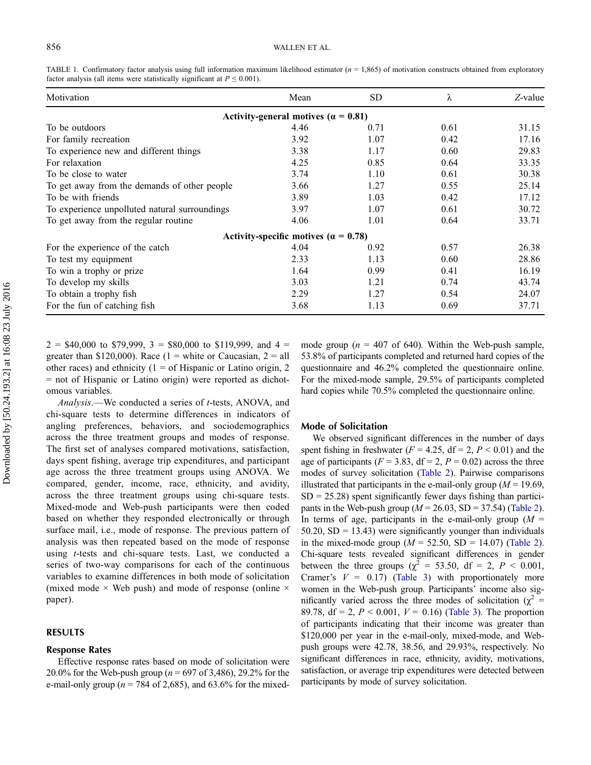TABLE 1. Confirmatory factor analysis using full information maximum likelihood estimator ($n$ = 1,865) of motivation constructs obtained from exploratory factor analysis (all items were statistically significant at $P \leq 0.001$).

| Motivation | Mean | SD | λ | *Z*-value |
|---|---|---|---|---|
| **Activity-general motives (α = 0.81)** | | | | |
| To be outdoors | 4.46 | 0.71 | 0.61 | 31.15 |
| For family recreation | 3.92 | 1.07 | 0.42 | 17.16 |
| To experience new and different things | 3.38 | 1.17 | 0.60 | 29.83 |
| For relaxation | 4.25 | 0.85 | 0.64 | 33.35 |
| To be close to water | 3.74 | 1.10 | 0.61 | 30.38 |
| To get away from the demands of other people | 3.66 | 1.27 | 0.55 | 25.14 |
| To be with friends | 3.89 | 1.03 | 0.42 | 17.12 |
| To experience unpolluted natural surroundings | 3.97 | 1.07 | 0.61 | 30.72 |
| To get away from the regular routine | 4.06 | 1.01 | 0.64 | 33.71 |
| **Activity-specific motives (α = 0.78)** | | | | |
| For the experience of the catch | 4.04 | 0.92 | 0.57 | 26.38 |
| To test my equipment | 2.33 | 1.13 | 0.60 | 28.86 |
| To win a trophy or prize | 1.64 | 0.99 | 0.41 | 16.19 |
| To develop my skills | 3.03 | 1.21 | 0.74 | 43.74 |
| To obtain a trophy fish | 2.29 | 1.27 | 0.54 | 24.07 |
| For the fun of catching fish | 3.68 | 1.13 | 0.69 | 37.71 |

2 = $40,000 to $79,999, 3 = $80,000 to $119,999, and 4 = greater than $120,000). Race (1 = white or Caucasian, 2 = all other races) and ethnicity (1 = of Hispanic or Latino origin, 2 = not of Hispanic or Latino origin) were reported as dichotomous variables.

*Analysis*.—We conducted a series of *t*-tests, ANOVA, and chi-square tests to determine differences in indicators of angling preferences, behaviors, and sociodemographics across the three treatment groups and modes of response. The first set of analyses compared motivations, satisfaction, days spent fishing, average trip expenditures, and participant age across the three treatment groups using ANOVA. We compared, gender, income, race, ethnicity, and avidity, across the three treatment groups using chi-square tests. Mixed-mode and Web-push participants were then coded based on whether they responded electronically or through surface mail, i.e., mode of response. The previous pattern of analysis was then repeated based on the mode of response using *t*-tests and chi-square tests. Last, we conducted a series of two-way comparisons for each of the continuous variables to examine differences in both mode of solicitation (mixed mode × Web push) and mode of response (online × paper).

## RESULTS

### Response Rates

Effective response rates based on mode of solicitation were 20.0% for the Web-push group ($n$ = 697 of 3,486), 29.2% for the e-mail-only group ($n$ = 784 of 2,685), and 63.6% for the mixed-mode group ($n$ = 407 of 640). Within the Web-push sample, 53.8% of participants completed and returned hard copies of the questionnaire and 46.2% completed the questionnaire online. For the mixed-mode sample, 29.5% of participants completed hard copies while 70.5% completed the questionnaire online.

### Mode of Solicitation

We observed significant differences in the number of days spent fishing in freshwater ($F$ = 4.25, df = 2, $P < 0.01$) and the age of participants ($F$ = 3.83, df = 2, $P$ = 0.02) across the three modes of survey solicitation (Table 2). Pairwise comparisons illustrated that participants in the e-mail-only group ($M$ = 19.69, SD = 25.28) spent significantly fewer days fishing than participants in the Web-push group ($M$ = 26.03, SD = 37.54) (Table 2). In terms of age, participants in the e-mail-only group ($M$ = 50.20, SD = 13.43) were significantly younger than individuals in the mixed-mode group ($M$ = 52.50, SD = 14.07) (Table 2). Chi-square tests revealed significant differences in gender between the three groups ($\chi^2$ = 53.50, df = 2, $P < 0.001$, Cramer's $V$ = 0.17) (Table 3) with proportionately more women in the Web-push group. Participants' income also significantly varied across the three modes of solicitation ($\chi^2$ = 89.78, df = 2, $P < 0.001$, $V$ = 0.16) (Table 3). The proportion of participants indicating that their income was greater than $120,000 per year in the e-mail-only, mixed-mode, and Web-push groups were 42.78, 38.56, and 29.93%, respectively. No significant differences in race, ethnicity, avidity, motivations, satisfaction, or average trip expenditures were detected between participants by mode of survey solicitation.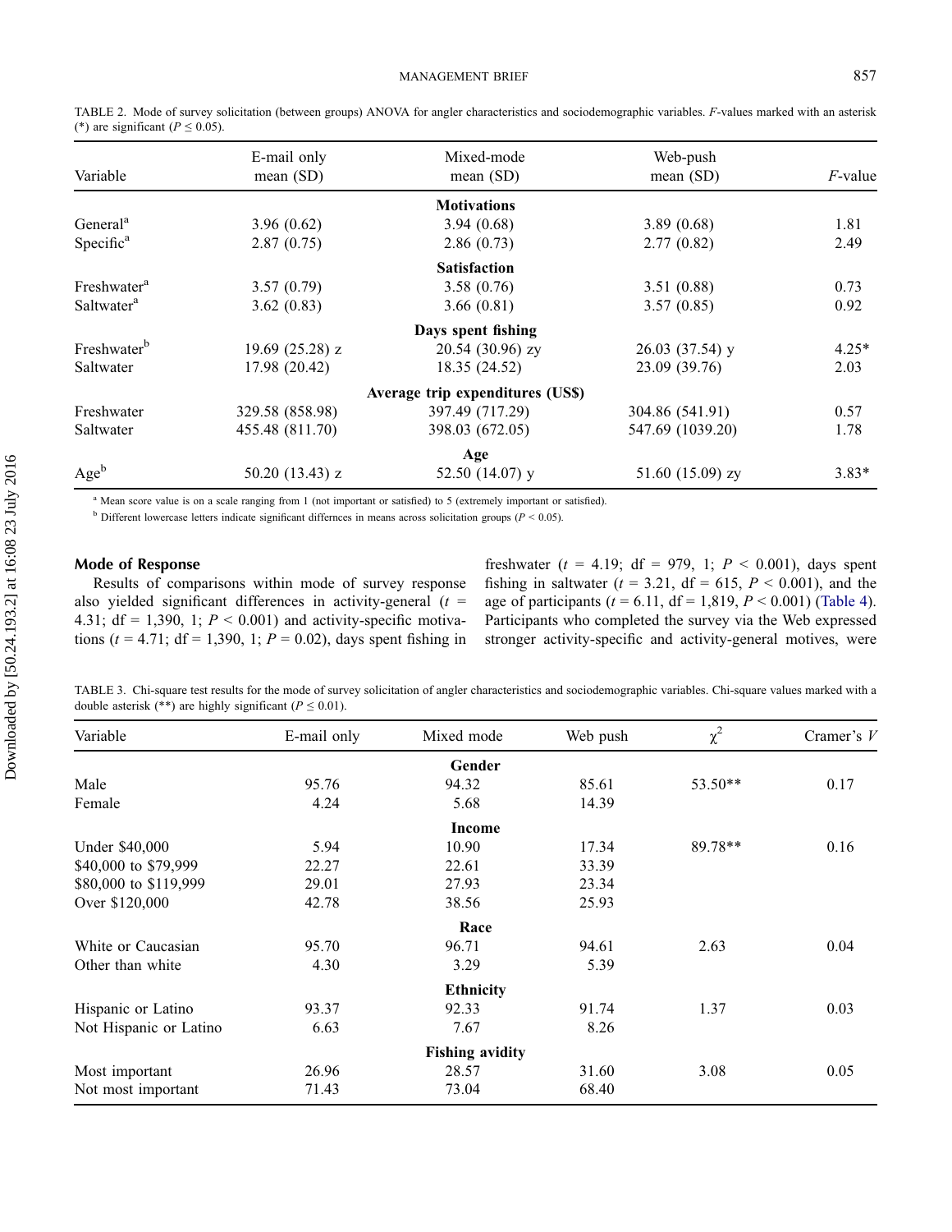TABLE 2. Mode of survey solicitation (between groups) ANOVA for angler characteristics and sociodemographic variables. *F*-values marked with an asterisk (*) are significant ($P \leq 0.05$).

| Variable | E-mail only mean (SD) | Mixed-mode mean (SD) | Web-push mean (SD) | *F*-value |
|---|---|---|---|---|
| **Motivations** | | | | |
| General[a] | 3.96 (0.62) | 3.94 (0.68) | 3.89 (0.68) | 1.81 |
| Specific[a] | 2.87 (0.75) | 2.86 (0.73) | 2.77 (0.82) | 2.49 |
| **Satisfaction** | | | | |
| Freshwater[a] | 3.57 (0.79) | 3.58 (0.76) | 3.51 (0.88) | 0.73 |
| Saltwater[a] | 3.62 (0.83) | 3.66 (0.81) | 3.57 (0.85) | 0.92 |
| **Days spent fishing** | | | | |
| Freshwater[b] | 19.69 (25.28) z | 20.54 (30.96) zy | 26.03 (37.54) y | 4.25* |
| Saltwater | 17.98 (20.42) | 18.35 (24.52) | 23.09 (39.76) | 2.03 |
| **Average trip expenditures (US$)** | | | | |
| Freshwater | 329.58 (858.98) | 397.49 (717.29) | 304.86 (541.91) | 0.57 |
| Saltwater | 455.48 (811.70) | 398.03 (672.05) | 547.69 (1039.20) | 1.78 |
| **Age** | | | | |
| Age[b] | 50.20 (13.43) z | 52.50 (14.07) y | 51.60 (15.09) zy | 3.83* |

[a] Mean score value is on a scale ranging from 1 (not important or satisfied) to 5 (extremely important or satisfied).

[b] Different lowercase letters indicate significant differnces in means across solicitation groups ($P < 0.05$).

### Mode of Response

Results of comparisons within mode of survey response also yielded significant differences in activity-general ($t$ = 4.31; df = 1,390, 1; $P < 0.001$) and activity-specific motivations ($t$ = 4.71; df = 1,390, 1; $P$ = 0.02), days spent fishing in freshwater ($t$ = 4.19; df = 979, 1; $P < 0.001$), days spent fishing in saltwater ($t$ = 3.21, df = 615, $P < 0.001$), and the age of participants ($t$ = 6.11, df = 1,819, $P < 0.001$) (Table 4). Participants who completed the survey via the Web expressed stronger activity-specific and activity-general motives, were

TABLE 3. Chi-square test results for the mode of survey solicitation of angler characteristics and sociodemographic variables. Chi-square values marked with a double asterisk (**) are highly significant ($P \leq 0.01$).

| Variable | E-mail only | Mixed mode | Web push | $\chi^2$ | Cramer's *V* |
|---|---|---|---|---|---|
| **Gender** | | | | | |
| Male | 95.76 | 94.32 | 85.61 | 53.50** | 0.17 |
| Female | 4.24 | 5.68 | 14.39 | | |
| **Income** | | | | | |
| Under $40,000 | 5.94 | 10.90 | 17.34 | 89.78** | 0.16 |
| $40,000 to $79,999 | 22.27 | 22.61 | 33.39 | | |
| $80,000 to $119,999 | 29.01 | 27.93 | 23.34 | | |
| Over $120,000 | 42.78 | 38.56 | 25.93 | | |
| **Race** | | | | | |
| White or Caucasian | 95.70 | 96.71 | 94.61 | 2.63 | 0.04 |
| Other than white | 4.30 | 3.29 | 5.39 | | |
| **Ethnicity** | | | | | |
| Hispanic or Latino | 93.37 | 92.33 | 91.74 | 1.37 | 0.03 |
| Not Hispanic or Latino | 6.63 | 7.67 | 8.26 | | |
| **Fishing avidity** | | | | | |
| Most important | 26.96 | 28.57 | 31.60 | 3.08 | 0.05 |
| Not most important | 71.43 | 73.04 | 68.40 | | |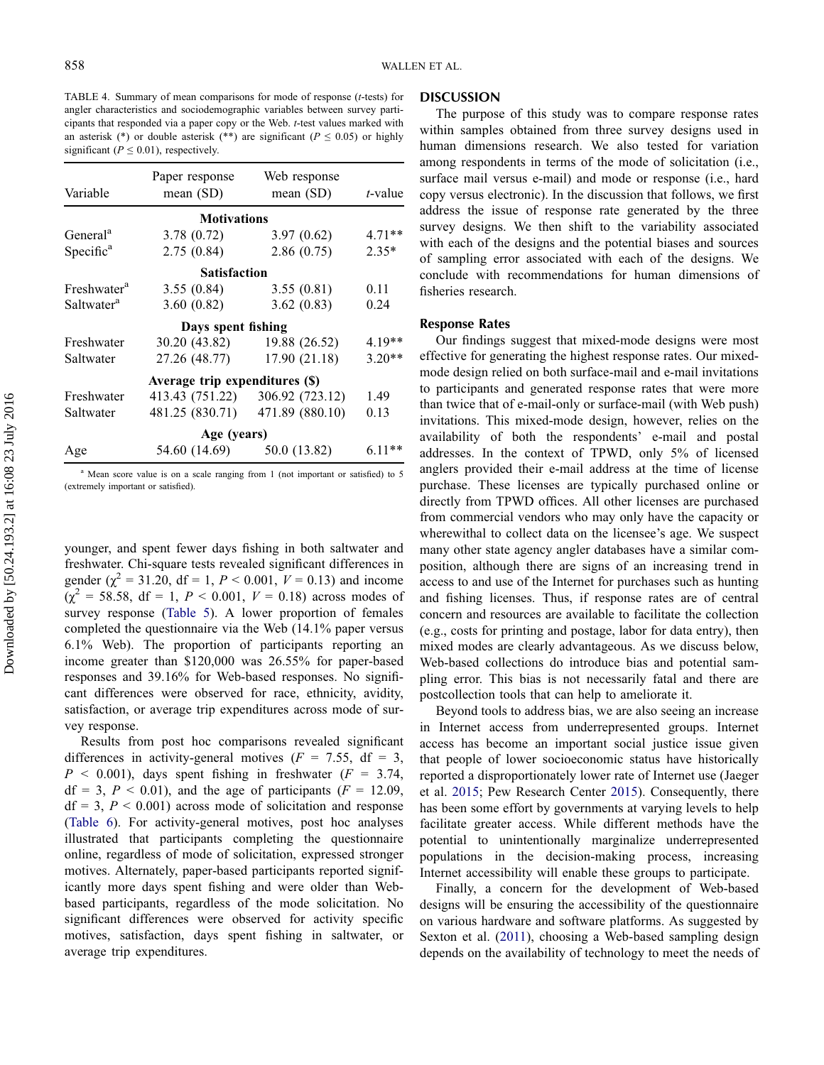TABLE 4. Summary of mean comparisons for mode of response (*t*-tests) for angler characteristics and sociodemographic variables between survey participants that responded via a paper copy or the Web. *t*-test values marked with an asterisk (*) or double asterisk (**) are significant ($P \leq 0.05$) or highly significant ($P \leq 0.01$), respectively.

| Variable | Paper response mean (SD) | Web response mean (SD) | *t*-value |
|---|---|---|---|
| **Motivations** | | | |
| General[a] | 3.78 (0.72) | 3.97 (0.62) | 4.71** |
| Specific[a] | 2.75 (0.84) | 2.86 (0.75) | 2.35* |
| **Satisfaction** | | | |
| Freshwater[a] | 3.55 (0.84) | 3.55 (0.81) | 0.11 |
| Saltwater[a] | 3.60 (0.82) | 3.62 (0.83) | 0.24 |
| **Days spent fishing** | | | |
| Freshwater | 30.20 (43.82) | 19.88 (26.52) | 4.19** |
| Saltwater | 27.26 (48.77) | 17.90 (21.18) | 3.20** |
| **Average trip expenditures ($)** | | | |
| Freshwater | 413.43 (751.22) | 306.92 (723.12) | 1.49 |
| Saltwater | 481.25 (830.71) | 471.89 (880.10) | 0.13 |
| **Age (years)** | | | |
| Age | 54.60 (14.69) | 50.0 (13.82) | 6.11** |

[a] Mean score value is on a scale ranging from 1 (not important or satisfied) to 5 (extremely important or satisfied).

younger, and spent fewer days fishing in both saltwater and freshwater. Chi-square tests revealed significant differences in gender ($\chi^2$ = 31.20, df = 1, $P$ < 0.001, $V$ = 0.13) and income ($\chi^2$ = 58.58, df = 1, $P$ < 0.001, $V$ = 0.18) across modes of survey response (Table 5). A lower proportion of females completed the questionnaire via the Web (14.1% paper versus 6.1% Web). The proportion of participants reporting an income greater than $120,000 was 26.55% for paper-based responses and 39.16% for Web-based responses. No significant differences were observed for race, ethnicity, avidity, satisfaction, or average trip expenditures across mode of survey response.

Results from post hoc comparisons revealed significant differences in activity-general motives ($F$ = 7.55, df = 3, $P$ < 0.001), days spent fishing in freshwater ($F$ = 3.74, df = 3, $P$ < 0.01), and the age of participants ($F$ = 12.09, df = 3, $P$ < 0.001) across mode of solicitation and response (Table 6). For activity-general motives, post hoc analyses illustrated that participants completing the questionnaire online, regardless of mode of solicitation, expressed stronger motives. Alternately, paper-based participants reported significantly more days spent fishing and were older than Web-based participants, regardless of the mode solicitation. No significant differences were observed for activity specific motives, satisfaction, days spent fishing in saltwater, or average trip expenditures.

## DISCUSSION

The purpose of this study was to compare response rates within samples obtained from three survey designs used in human dimensions research. We also tested for variation among respondents in terms of the mode of solicitation (i.e., surface mail versus e-mail) and mode or response (i.e., hard copy versus electronic). In the discussion that follows, we first address the issue of response rate generated by the three survey designs. We then shift to the variability associated with each of the designs and the potential biases and sources of sampling error associated with each of the designs. We conclude with recommendations for human dimensions of fisheries research.

### Response Rates

Our findings suggest that mixed-mode designs were most effective for generating the highest response rates. Our mixed-mode design relied on both surface-mail and e-mail invitations to participants and generated response rates that were more than twice that of e-mail-only or surface-mail (with Web push) invitations. This mixed-mode design, however, relies on the availability of both the respondents' e-mail and postal addresses. In the context of TPWD, only 5% of licensed anglers provided their e-mail address at the time of license purchase. These licenses are typically purchased online or directly from TPWD offices. All other licenses are purchased from commercial vendors who may only have the capacity or wherewithal to collect data on the licensee's age. We suspect many other state agency angler databases have a similar composition, although there are signs of an increasing trend in access to and use of the Internet for purchases such as hunting and fishing licenses. Thus, if response rates are of central concern and resources are available to facilitate the collection (e.g., costs for printing and postage, labor for data entry), then mixed modes are clearly advantageous. As we discuss below, Web-based collections do introduce bias and potential sampling error. This bias is not necessarily fatal and there are postcollection tools that can help to ameliorate it.

Beyond tools to address bias, we are also seeing an increase in Internet access from underrepresented groups. Internet access has become an important social justice issue given that people of lower socioeconomic status have historically reported a disproportionately lower rate of Internet use (Jaeger et al. 2015; Pew Research Center 2015). Consequently, there has been some effort by governments at varying levels to help facilitate greater access. While different methods have the potential to unintentionally marginalize underrepresented populations in the decision-making process, increasing Internet accessibility will enable these groups to participate.

Finally, a concern for the development of Web-based designs will be ensuring the accessibility of the questionnaire on various hardware and software platforms. As suggested by Sexton et al. (2011), choosing a Web-based sampling design depends on the availability of technology to meet the needs of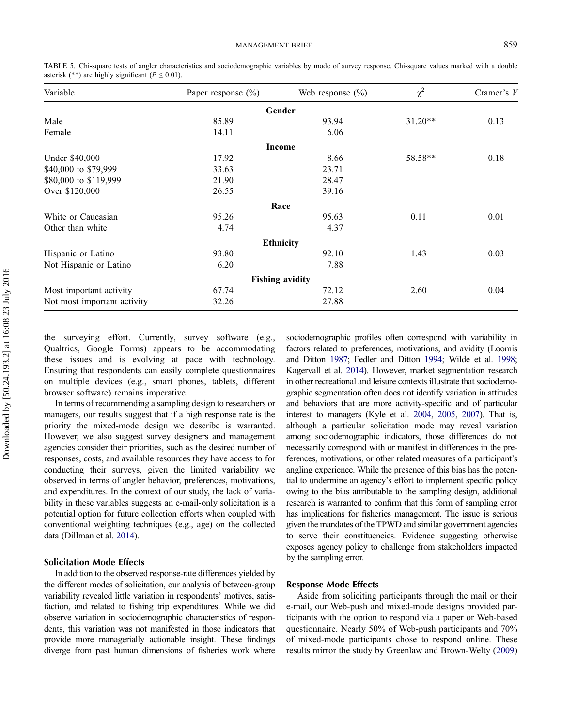TABLE 5. Chi-square tests of angler characteristics and sociodemographic variables by mode of survey response. Chi-square values marked with a double asterisk (**) are highly significant ($P \leq 0.01$).

| Variable | Paper response (%) | Web response (%) | $\chi^2$ | Cramer's $V$ |
|---|---|---|---|---|
| **Gender** | | | | |
| Male | 85.89 | 93.94 | 31.20** | 0.13 |
| Female | 14.11 | 6.06 | | |
| **Income** | | | | |
| Under \$40,000 | 17.92 | 8.66 | 58.58** | 0.18 |
| \$40,000 to \$79,999 | 33.63 | 23.71 | | |
| \$80,000 to \$119,999 | 21.90 | 28.47 | | |
| Over \$120,000 | 26.55 | 39.16 | | |
| **Race** | | | | |
| White or Caucasian | 95.26 | 95.63 | 0.11 | 0.01 |
| Other than white | 4.74 | 4.37 | | |
| **Ethnicity** | | | | |
| Hispanic or Latino | 93.80 | 92.10 | 1.43 | 0.03 |
| Not Hispanic or Latino | 6.20 | 7.88 | | |
| **Fishing avidity** | | | | |
| Most important activity | 67.74 | 72.12 | 2.60 | 0.04 |
| Not most important activity | 32.26 | 27.88 | | |

the surveying effort. Currently, survey software (e.g., Qualtrics, Google Forms) appears to be accommodating these issues and is evolving at pace with technology. Ensuring that respondents can easily complete questionnaires on multiple devices (e.g., smart phones, tablets, different browser software) remains imperative.

In terms of recommending a sampling design to researchers or managers, our results suggest that if a high response rate is the priority the mixed-mode design we describe is warranted. However, we also suggest survey designers and management agencies consider their priorities, such as the desired number of responses, costs, and available resources they have access to for conducting their surveys, given the limited variability we observed in terms of angler behavior, preferences, motivations, and expenditures. In the context of our study, the lack of variability in these variables suggests an e-mail-only solicitation is a potential option for future collection efforts when coupled with conventional weighting techniques (e.g., age) on the collected data (Dillman et al. 2014).

### Solicitation Mode Effects

In addition to the observed response-rate differences yielded by the different modes of solicitation, our analysis of between-group variability revealed little variation in respondents' motives, satisfaction, and related to fishing trip expenditures. While we did observe variation in sociodemographic characteristics of respondents, this variation was not manifested in those indicators that provide more managerially actionable insight. These findings diverge from past human dimensions of fisheries work where sociodemographic profiles often correspond with variability in factors related to preferences, motivations, and avidity (Loomis and Ditton 1987; Fedler and Ditton 1994; Wilde et al. 1998; Kagervall et al. 2014). However, market segmentation research in other recreational and leisure contexts illustrate that sociodemographic segmentation often does not identify variation in attitudes and behaviors that are more activity-specific and of particular interest to managers (Kyle et al. 2004, 2005, 2007). That is, although a particular solicitation mode may reveal variation among sociodemographic indicators, those differences do not necessarily correspond with or manifest in differences in the preferences, motivations, or other related measures of a participant's angling experience. While the presence of this bias has the potential to undermine an agency's effort to implement specific policy owing to the bias attributable to the sampling design, additional research is warranted to confirm that this form of sampling error has implications for fisheries management. The issue is serious given the mandates of the TPWD and similar government agencies to serve their constituencies. Evidence suggesting otherwise exposes agency policy to challenge from stakeholders impacted by the sampling error.

### Response Mode Effects

Aside from soliciting participants through the mail or their e-mail, our Web-push and mixed-mode designs provided participants with the option to respond via a paper or Web-based questionnaire. Nearly 50% of Web-push participants and 70% of mixed-mode participants chose to respond online. These results mirror the study by Greenlaw and Brown-Welty (2009)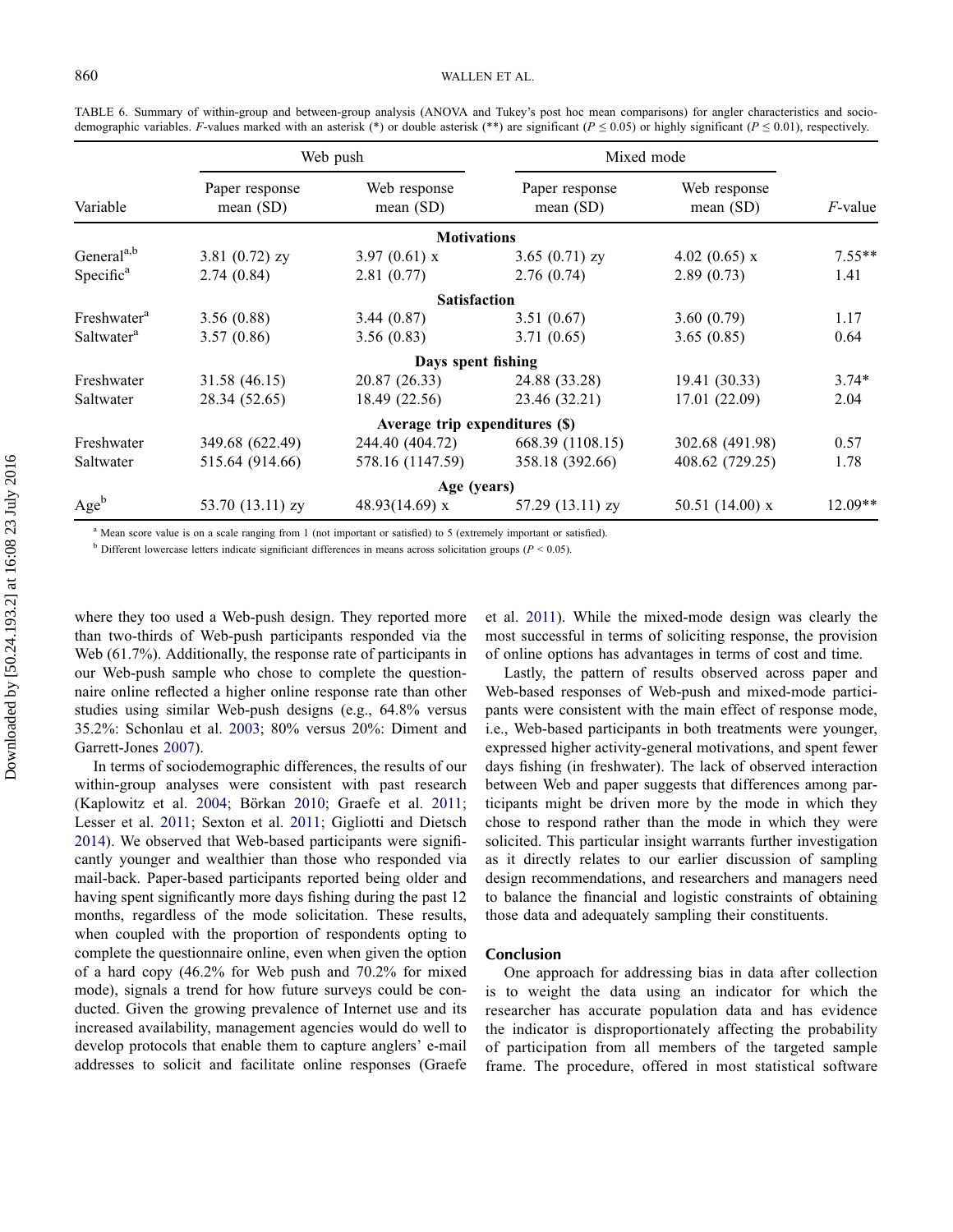TABLE 6. Summary of within-group and between-group analysis (ANOVA and Tukey's post hoc mean comparisons) for angler characteristics and socio-demographic variables. $F$-values marked with an asterisk (*) or double asterisk (**) are significant ($P \leq 0.05$) or highly significant ($P \leq 0.01$), respectively.

| Variable | Web push | | Mixed mode | | $F$-value |
|---|---|---|---|---|---|
| | Paper response mean (SD) | Web response mean (SD) | Paper response mean (SD) | Web response mean (SD) | |
| **Motivations** | | | | | |
| General[a,b] | 3.81 (0.72) zy | 3.97 (0.61) x | 3.65 (0.71) zy | 4.02 (0.65) x | 7.55** |
| Specific[a] | 2.74 (0.84) | 2.81 (0.77) | 2.76 (0.74) | 2.89 (0.73) | 1.41 |
| **Satisfaction** | | | | | |
| Freshwater[a] | 3.56 (0.88) | 3.44 (0.87) | 3.51 (0.67) | 3.60 (0.79) | 1.17 |
| Saltwater[a] | 3.57 (0.86) | 3.56 (0.83) | 3.71 (0.65) | 3.65 (0.85) | 0.64 |
| **Days spent fishing** | | | | | |
| Freshwater | 31.58 (46.15) | 20.87 (26.33) | 24.88 (33.28) | 19.41 (30.33) | 3.74* |
| Saltwater | 28.34 (52.65) | 18.49 (22.56) | 23.46 (32.21) | 17.01 (22.09) | 2.04 |
| **Average trip expenditures ($)** | | | | | |
| Freshwater | 349.68 (622.49) | 244.40 (404.72) | 668.39 (1108.15) | 302.68 (491.98) | 0.57 |
| Saltwater | 515.64 (914.66) | 578.16 (1147.59) | 358.18 (392.66) | 408.62 (729.25) | 1.78 |
| **Age (years)** | | | | | |
| Age[b] | 53.70 (13.11) zy | 48.93(14.69) x | 57.29 (13.11) zy | 50.51 (14.00) x | 12.09** |

[a] Mean score value is on a scale ranging from 1 (not important or satisfied) to 5 (extremely important or satisfied).

[b] Different lowercase letters indicate significiant differences in means across solicitation groups ($P < 0.05$).

where they too used a Web-push design. They reported more than two-thirds of Web-push participants responded via the Web (61.7%). Additionally, the response rate of participants in our Web-push sample who chose to complete the questionnaire online reflected a higher online response rate than other studies using similar Web-push designs (e.g., 64.8% versus 35.2%: Schonlau et al. 2003; 80% versus 20%: Diment and Garrett-Jones 2007).

In terms of sociodemographic differences, the results of our within-group analyses were consistent with past research (Kaplowitz et al. 2004; Börkan 2010; Graefe et al. 2011; Lesser et al. 2011; Sexton et al. 2011; Gigliotti and Dietsch 2014). We observed that Web-based participants were significantly younger and wealthier than those who responded via mail-back. Paper-based participants reported being older and having spent significantly more days fishing during the past 12 months, regardless of the mode solicitation. These results, when coupled with the proportion of respondents opting to complete the questionnaire online, even when given the option of a hard copy (46.2% for Web push and 70.2% for mixed mode), signals a trend for how future surveys could be conducted. Given the growing prevalence of Internet use and its increased availability, management agencies would do well to develop protocols that enable them to capture anglers' e-mail addresses to solicit and facilitate online responses (Graefe et al. 2011). While the mixed-mode design was clearly the most successful in terms of soliciting response, the provision of online options has advantages in terms of cost and time.

Lastly, the pattern of results observed across paper and Web-based responses of Web-push and mixed-mode participants were consistent with the main effect of response mode, i.e., Web-based participants in both treatments were younger, expressed higher activity-general motivations, and spent fewer days fishing (in freshwater). The lack of observed interaction between Web and paper suggests that differences among participants might be driven more by the mode in which they chose to respond rather than the mode in which they were solicited. This particular insight warrants further investigation as it directly relates to our earlier discussion of sampling design recommendations, and researchers and managers need to balance the financial and logistic constraints of obtaining those data and adequately sampling their constituents.

## Conclusion

One approach for addressing bias in data after collection is to weight the data using an indicator for which the researcher has accurate population data and has evidence the indicator is disproportionately affecting the probability of participation from all members of the targeted sample frame. The procedure, offered in most statistical software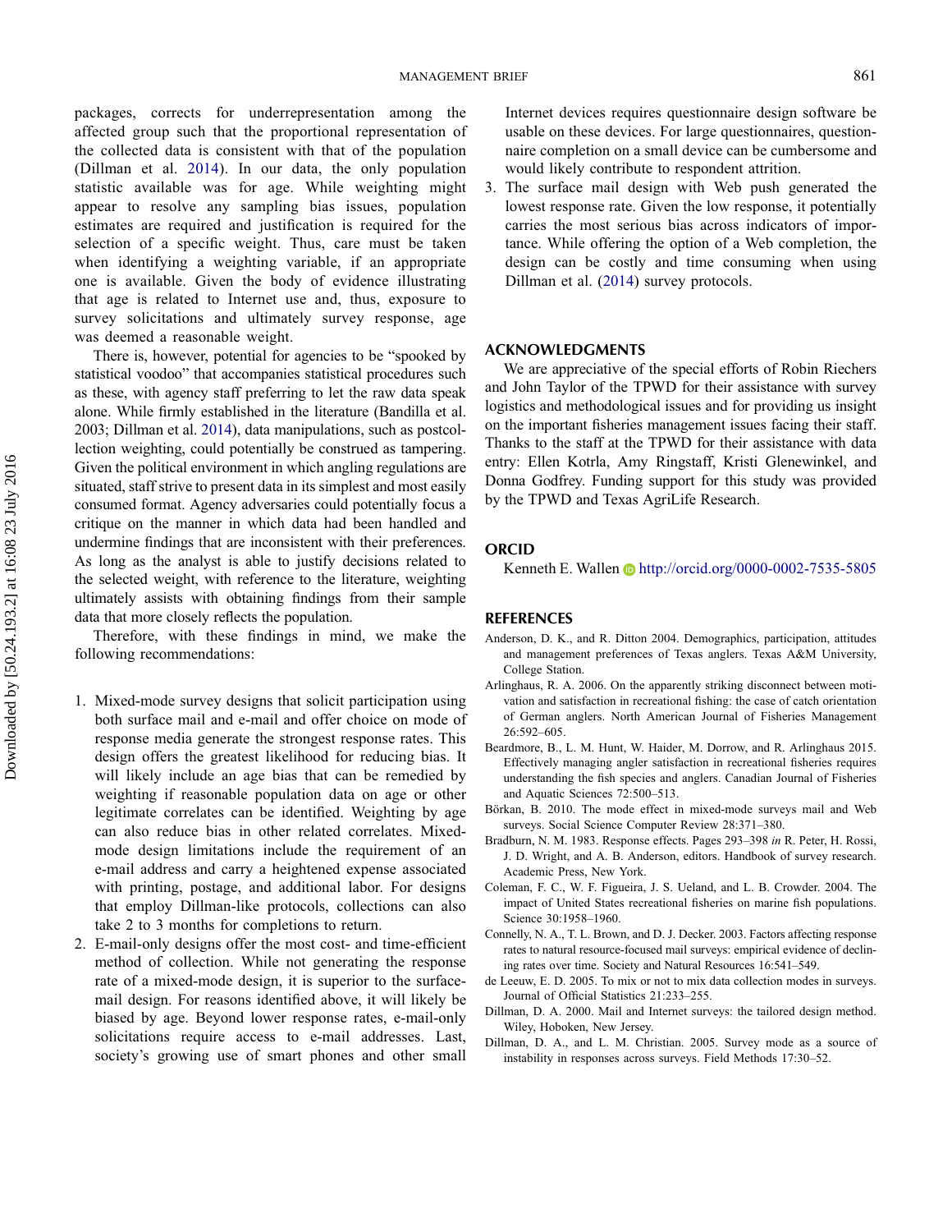packages, corrects for underrepresentation among the affected group such that the proportional representation of the collected data is consistent with that of the population (Dillman et al. 2014). In our data, the only population statistic available was for age. While weighting might appear to resolve any sampling bias issues, population estimates are required and justification is required for the selection of a specific weight. Thus, care must be taken when identifying a weighting variable, if an appropriate one is available. Given the body of evidence illustrating that age is related to Internet use and, thus, exposure to survey solicitations and ultimately survey response, age was deemed a reasonable weight.

There is, however, potential for agencies to be "spooked by statistical voodoo" that accompanies statistical procedures such as these, with agency staff preferring to let the raw data speak alone. While firmly established in the literature (Bandilla et al. 2003; Dillman et al. 2014), data manipulations, such as postcollection weighting, could potentially be construed as tampering. Given the political environment in which angling regulations are situated, staff strive to present data in its simplest and most easily consumed format. Agency adversaries could potentially focus a critique on the manner in which data had been handled and undermine findings that are inconsistent with their preferences. As long as the analyst is able to justify decisions related to the selected weight, with reference to the literature, weighting ultimately assists with obtaining findings from their sample data that more closely reflects the population.

Therefore, with these findings in mind, we make the following recommendations:

1. Mixed-mode survey designs that solicit participation using both surface mail and e-mail and offer choice on mode of response media generate the strongest response rates. This design offers the greatest likelihood for reducing bias. It will likely include an age bias that can be remedied by weighting if reasonable population data on age or other legitimate correlates can be identified. Weighting by age can also reduce bias in other related correlates. Mixed-mode design limitations include the requirement of an e-mail address and carry a heightened expense associated with printing, postage, and additional labor. For designs that employ Dillman-like protocols, collections can also take 2 to 3 months for completions to return.
2. E-mail-only designs offer the most cost- and time-efficient method of collection. While not generating the response rate of a mixed-mode design, it is superior to the surface-mail design. For reasons identified above, it will likely be biased by age. Beyond lower response rates, e-mail-only solicitations require access to e-mail addresses. Last, society's growing use of smart phones and other small Internet devices requires questionnaire design software be usable on these devices. For large questionnaires, questionnaire completion on a small device can be cumbersome and would likely contribute to respondent attrition.
3. The surface mail design with Web push generated the lowest response rate. Given the low response, it potentially carries the most serious bias across indicators of importance. While offering the option of a Web completion, the design can be costly and time consuming when using Dillman et al. (2014) survey protocols.

## ACKNOWLEDGMENTS

We are appreciative of the special efforts of Robin Riechers and John Taylor of the TPWD for their assistance with survey logistics and methodological issues and for providing us insight on the important fisheries management issues facing their staff. Thanks to the staff at the TPWD for their assistance with data entry: Ellen Kotrla, Amy Ringstaff, Kristi Glenewinkel, and Donna Godfrey. Funding support for this study was provided by the TPWD and Texas AgriLife Research.

## ORCID

Kenneth E. Wallen http://orcid.org/0000-0002-7535-5805

## REFERENCES

Anderson, D. K., and R. Ditton 2004. Demographics, participation, attitudes and management preferences of Texas anglers. Texas A&M University, College Station.

Arlinghaus, R. A. 2006. On the apparently striking disconnect between motivation and satisfaction in recreational fishing: the case of catch orientation of German anglers. North American Journal of Fisheries Management 26:592–605.

Beardmore, B., L. M. Hunt, W. Haider, M. Dorrow, and R. Arlinghaus 2015. Effectively managing angler satisfaction in recreational fisheries requires understanding the fish species and anglers. Canadian Journal of Fisheries and Aquatic Sciences 72:500–513.

Börkan, B. 2010. The mode effect in mixed-mode surveys mail and Web surveys. Social Science Computer Review 28:371–380.

Bradburn, N. M. 1983. Response effects. Pages 293–398 *in* R. Peter, H. Rossi, J. D. Wright, and A. B. Anderson, editors. Handbook of survey research. Academic Press, New York.

Coleman, F. C., W. F. Figueira, J. S. Ueland, and L. B. Crowder. 2004. The impact of United States recreational fisheries on marine fish populations. Science 30:1958–1960.

Connelly, N. A., T. L. Brown, and D. J. Decker. 2003. Factors affecting response rates to natural resource-focused mail surveys: empirical evidence of declining rates over time. Society and Natural Resources 16:541–549.

de Leeuw, E. D. 2005. To mix or not to mix data collection modes in surveys. Journal of Official Statistics 21:233–255.

Dillman, D. A. 2000. Mail and Internet surveys: the tailored design method. Wiley, Hoboken, New Jersey.

Dillman, D. A., and L. M. Christian. 2005. Survey mode as a source of instability in responses across surveys. Field Methods 17:30–52.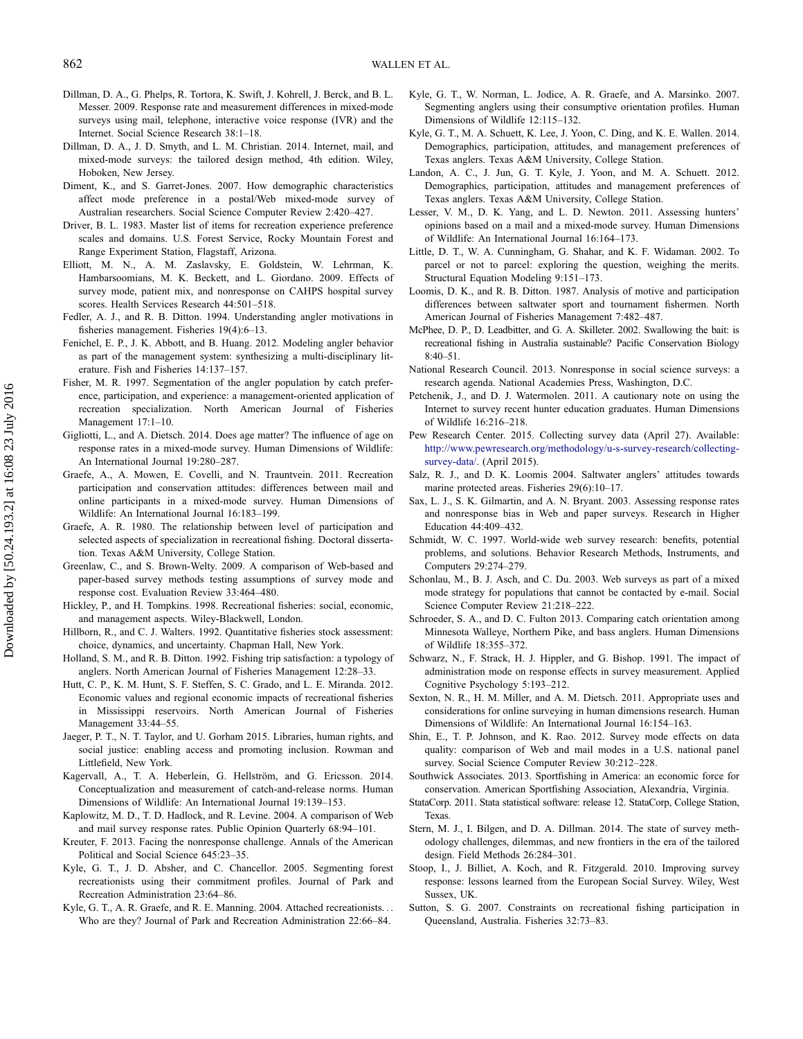Dillman, D. A., G. Phelps, R. Tortora, K. Swift, J. Kohrell, J. Berck, and B. L. Messer. 2009. Response rate and measurement differences in mixed-mode surveys using mail, telephone, interactive voice response (IVR) and the Internet. Social Science Research 38:1–18.

Dillman, D. A., J. D. Smyth, and L. M. Christian. 2014. Internet, mail, and mixed-mode surveys: the tailored design method, 4th edition. Wiley, Hoboken, New Jersey.

Diment, K., and S. Garret-Jones. 2007. How demographic characteristics affect mode preference in a postal/Web mixed-mode survey of Australian researchers. Social Science Computer Review 2:420–427.

Driver, B. L. 1983. Master list of items for recreation experience preference scales and domains. U.S. Forest Service, Rocky Mountain Forest and Range Experiment Station, Flagstaff, Arizona.

Elliott, M. N., A. M. Zaslavsky, E. Goldstein, W. Lehrman, K. Hambarsoomians, M. K. Beckett, and L. Giordano. 2009. Effects of survey mode, patient mix, and nonresponse on CAHPS hospital survey scores. Health Services Research 44:501–518.

Fedler, A. J., and R. B. Ditton. 1994. Understanding angler motivations in fisheries management. Fisheries 19(4):6–13.

Fenichel, E. P., J. K. Abbott, and B. Huang. 2012. Modeling angler behavior as part of the management system: synthesizing a multi-disciplinary literature. Fish and Fisheries 14:137–157.

Fisher, M. R. 1997. Segmentation of the angler population by catch preference, participation, and experience: a management-oriented application of recreation specialization. North American Journal of Fisheries Management 17:1–10.

Gigliotti, L., and A. Dietsch. 2014. Does age matter? The influence of age on response rates in a mixed-mode survey. Human Dimensions of Wildlife: An International Journal 19:280–287.

Graefe, A., A. Mowen, E. Covelli, and N. Trauntvein. 2011. Recreation participation and conservation attitudes: differences between mail and online participants in a mixed-mode survey. Human Dimensions of Wildlife: An International Journal 16:183–199.

Graefe, A. R. 1980. The relationship between level of participation and selected aspects of specialization in recreational fishing. Doctoral dissertation. Texas A&M University, College Station.

Greenlaw, C., and S. Brown-Welty. 2009. A comparison of Web-based and paper-based survey methods testing assumptions of survey mode and response cost. Evaluation Review 33:464–480.

Hickley, P., and H. Tompkins. 1998. Recreational fisheries: social, economic, and management aspects. Wiley-Blackwell, London.

Hillborn, R., and C. J. Walters. 1992. Quantitative fisheries stock assessment: choice, dynamics, and uncertainty. Chapman Hall, New York.

Holland, S. M., and R. B. Ditton. 1992. Fishing trip satisfaction: a typology of anglers. North American Journal of Fisheries Management 12:28–33.

Hutt, C. P., K. M. Hunt, S. F. Steffen, S. C. Grado, and L. E. Miranda. 2012. Economic values and regional economic impacts of recreational fisheries in Mississippi reservoirs. North American Journal of Fisheries Management 33:44–55.

Jaeger, P. T., N. T. Taylor, and U. Gorham 2015. Libraries, human rights, and social justice: enabling access and promoting inclusion. Rowman and Littlefield, New York.

Kagervall, A., T. A. Heberlein, G. Hellström, and G. Ericsson. 2014. Conceptualization and measurement of catch-and-release norms. Human Dimensions of Wildlife: An International Journal 19:139–153.

Kaplowitz, M. D., T. D. Hadlock, and R. Levine. 2004. A comparison of Web and mail survey response rates. Public Opinion Quarterly 68:94–101.

Kreuter, F. 2013. Facing the nonresponse challenge. Annals of the American Political and Social Science 645:23–35.

Kyle, G. T., J. D. Absher, and C. Chancellor. 2005. Segmenting forest recreationists using their commitment profiles. Journal of Park and Recreation Administration 23:64–86.

Kyle, G. T., A. R. Graefe, and R. E. Manning. 2004. Attached recreationists… Who are they? Journal of Park and Recreation Administration 22:66–84.

Kyle, G. T., W. Norman, L. Jodice, A. R. Graefe, and A. Marsinko. 2007. Segmenting anglers using their consumptive orientation profiles. Human Dimensions of Wildlife 12:115–132.

Kyle, G. T., M. A. Schuett, K. Lee, J. Yoon, C. Ding, and K. E. Wallen. 2014. Demographics, participation, attitudes, and management preferences of Texas anglers. Texas A&M University, College Station.

Landon, A. C., J. Jun, G. T. Kyle, J. Yoon, and M. A. Schuett. 2012. Demographics, participation, attitudes and management preferences of Texas anglers. Texas A&M University, College Station.

Lesser, V. M., D. K. Yang, and L. D. Newton. 2011. Assessing hunters' opinions based on a mail and a mixed-mode survey. Human Dimensions of Wildlife: An International Journal 16:164–173.

Little, D. T., W. A. Cunningham, G. Shahar, and K. F. Widaman. 2002. To parcel or not to parcel: exploring the question, weighing the merits. Structural Equation Modeling 9:151–173.

Loomis, D. K., and R. B. Ditton. 1987. Analysis of motive and participation differences between saltwater sport and tournament fishermen. North American Journal of Fisheries Management 7:482–487.

McPhee, D. P., D. Leadbitter, and G. A. Skilleter. 2002. Swallowing the bait: is recreational fishing in Australia sustainable? Pacific Conservation Biology 8:40–51.

National Research Council. 2013. Nonresponse in social science surveys: a research agenda. National Academies Press, Washington, D.C.

Petchenik, J., and D. J. Watermolen. 2011. A cautionary note on using the Internet to survey recent hunter education graduates. Human Dimensions of Wildlife 16:216–218.

Pew Research Center. 2015. Collecting survey data (April 27). Available: http://www.pewresearch.org/methodology/u-s-survey-research/collecting-survey-data/. (April 2015).

Salz, R. J., and D. K. Loomis 2004. Saltwater anglers' attitudes towards marine protected areas. Fisheries 29(6):10–17.

Sax, L. J., S. K. Gilmartin, and A. N. Bryant. 2003. Assessing response rates and nonresponse bias in Web and paper surveys. Research in Higher Education 44:409–432.

Schmidt, W. C. 1997. World-wide web survey research: benefits, potential problems, and solutions. Behavior Research Methods, Instruments, and Computers 29:274–279.

Schonlau, M., B. J. Asch, and C. Du. 2003. Web surveys as part of a mixed mode strategy for populations that cannot be contacted by e-mail. Social Science Computer Review 21:218–222.

Schroeder, S. A., and D. C. Fulton 2013. Comparing catch orientation among Minnesota Walleye, Northern Pike, and bass anglers. Human Dimensions of Wildlife 18:355–372.

Schwarz, N., F. Strack, H. J. Hippler, and G. Bishop. 1991. The impact of administration mode on response effects in survey measurement. Applied Cognitive Psychology 5:193–212.

Sexton, N. R., H. M. Miller, and A. M. Dietsch. 2011. Appropriate uses and considerations for online surveying in human dimensions research. Human Dimensions of Wildlife: An International Journal 16:154–163.

Shin, E., T. P. Johnson, and K. Rao. 2012. Survey mode effects on data quality: comparison of Web and mail modes in a U.S. national panel survey. Social Science Computer Review 30:212–228.

Southwick Associates. 2013. Sportfishing in America: an economic force for conservation. American Sportfishing Association, Alexandria, Virginia.

StataCorp. 2011. Stata statistical software: release 12. StataCorp, College Station, Texas.

Stern, M. J., I. Bilgen, and D. A. Dillman. 2014. The state of survey methodology challenges, dilemmas, and new frontiers in the era of the tailored design. Field Methods 26:284–301.

Stoop, I., J. Billiet, A. Koch, and R. Fitzgerald. 2010. Improving survey response: lessons learned from the European Social Survey. Wiley, West Sussex, UK.

Sutton, S. G. 2007. Constraints on recreational fishing participation in Queensland, Australia. Fisheries 32:73–83.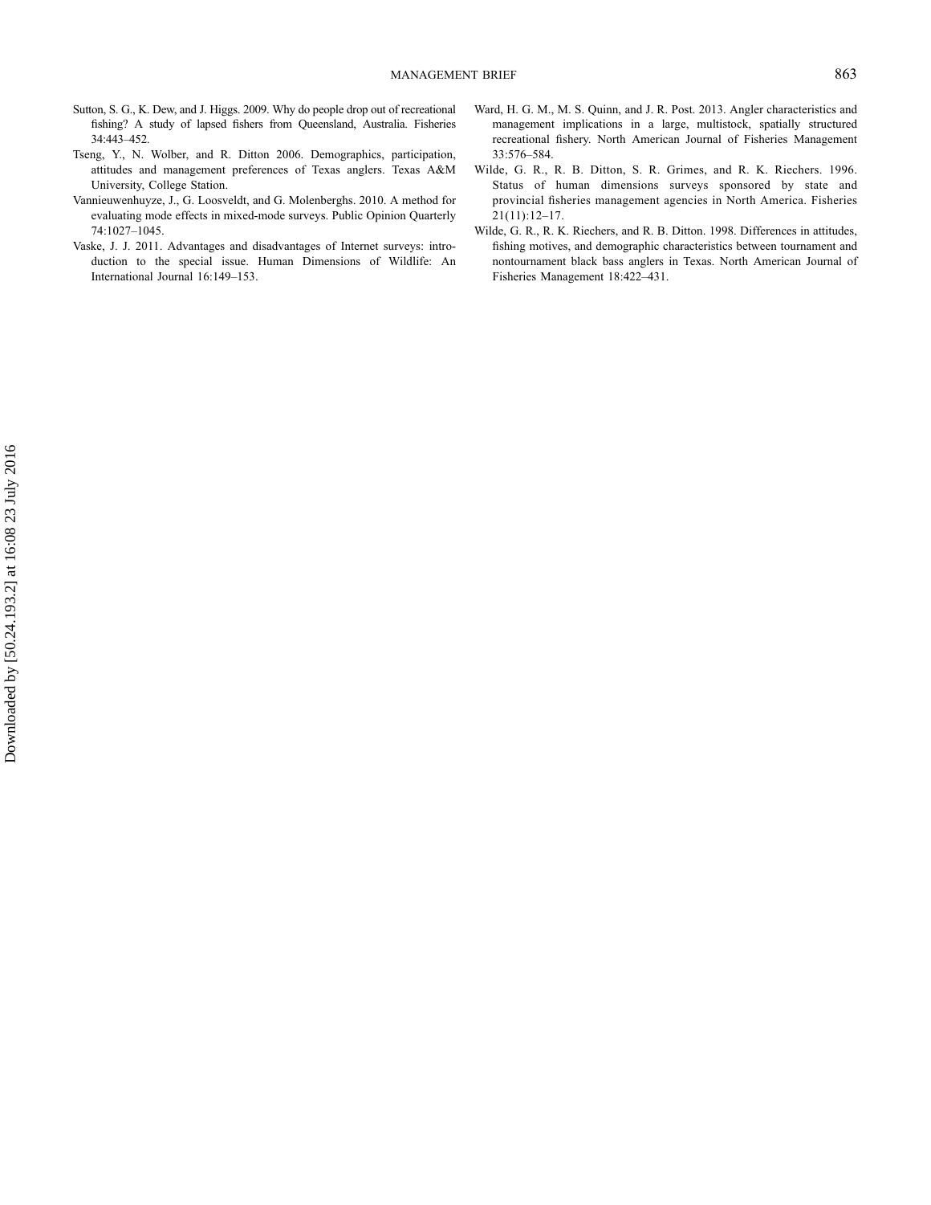Sutton, S. G., K. Dew, and J. Higgs. 2009. Why do people drop out of recreational fishing? A study of lapsed fishers from Queensland, Australia. Fisheries 34:443–452.

Tseng, Y., N. Wolber, and R. Ditton 2006. Demographics, participation, attitudes and management preferences of Texas anglers. Texas A&M University, College Station.

Vannieuwenhuyze, J., G. Loosveldt, and G. Molenberghs. 2010. A method for evaluating mode effects in mixed-mode surveys. Public Opinion Quarterly 74:1027–1045.

Vaske, J. J. 2011. Advantages and disadvantages of Internet surveys: introduction to the special issue. Human Dimensions of Wildlife: An International Journal 16:149–153.

Ward, H. G. M., M. S. Quinn, and J. R. Post. 2013. Angler characteristics and management implications in a large, multistock, spatially structured recreational fishery. North American Journal of Fisheries Management 33:576–584.

Wilde, G. R., R. B. Ditton, S. R. Grimes, and R. K. Riechers. 1996. Status of human dimensions surveys sponsored by state and provincial fisheries management agencies in North America. Fisheries 21(11):12–17.

Wilde, G. R., R. K. Riechers, and R. B. Ditton. 1998. Differences in attitudes, fishing motives, and demographic characteristics between tournament and nontournament black bass anglers in Texas. North American Journal of Fisheries Management 18:422–431.